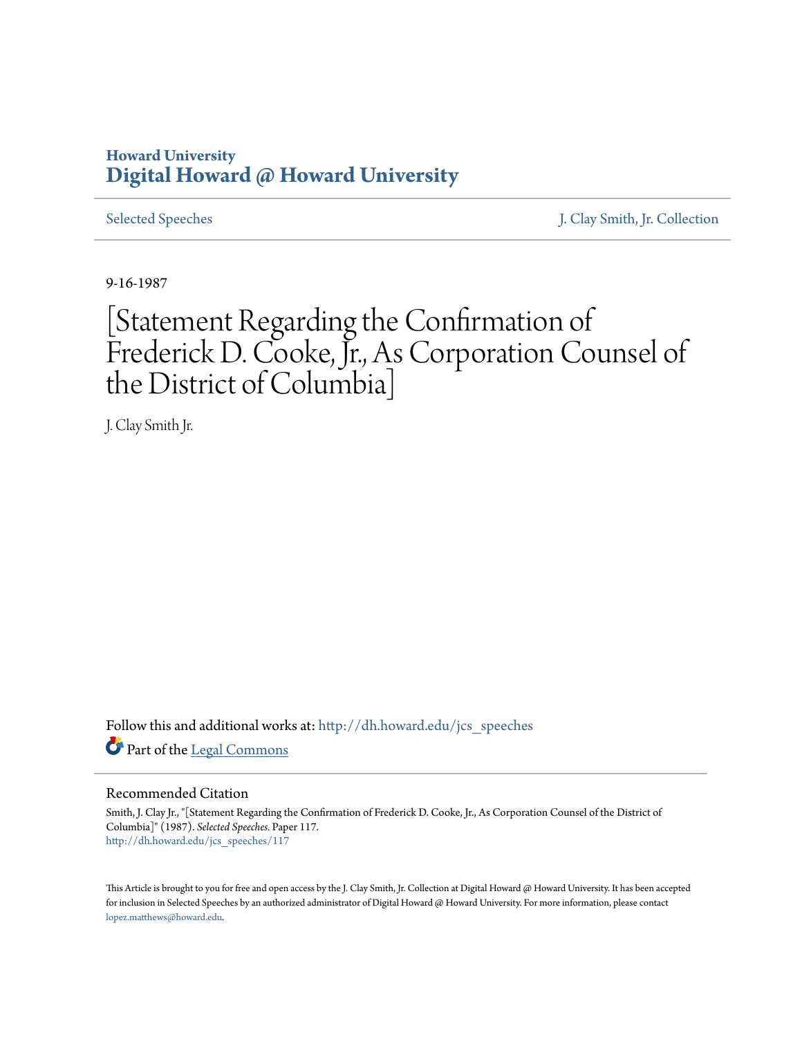Howard University
**Digital Howard @ Howard University**

Selected Speeches | J. Clay Smith, Jr. Collection

9-16-1987

# [Statement Regarding the Confirmation of Frederick D. Cooke, Jr., As Corporation Counsel of the District of Columbia]

J. Clay Smith Jr.

Follow this and additional works at: http://dh.howard.edu/jcs_speeches

Part of the Legal Commons

## Recommended Citation

Smith, J. Clay Jr., "[Statement Regarding the Confirmation of Frederick D. Cooke, Jr., As Corporation Counsel of the District of Columbia]" (1987). *Selected Speeches.* Paper 117.
http://dh.howard.edu/jcs_speeches/117

This Article is brought to you for free and open access by the J. Clay Smith, Jr. Collection at Digital Howard @ Howard University. It has been accepted for inclusion in Selected Speeches by an authorized administrator of Digital Howard @ Howard University. For more information, please contact lopez.matthews@howard.edu.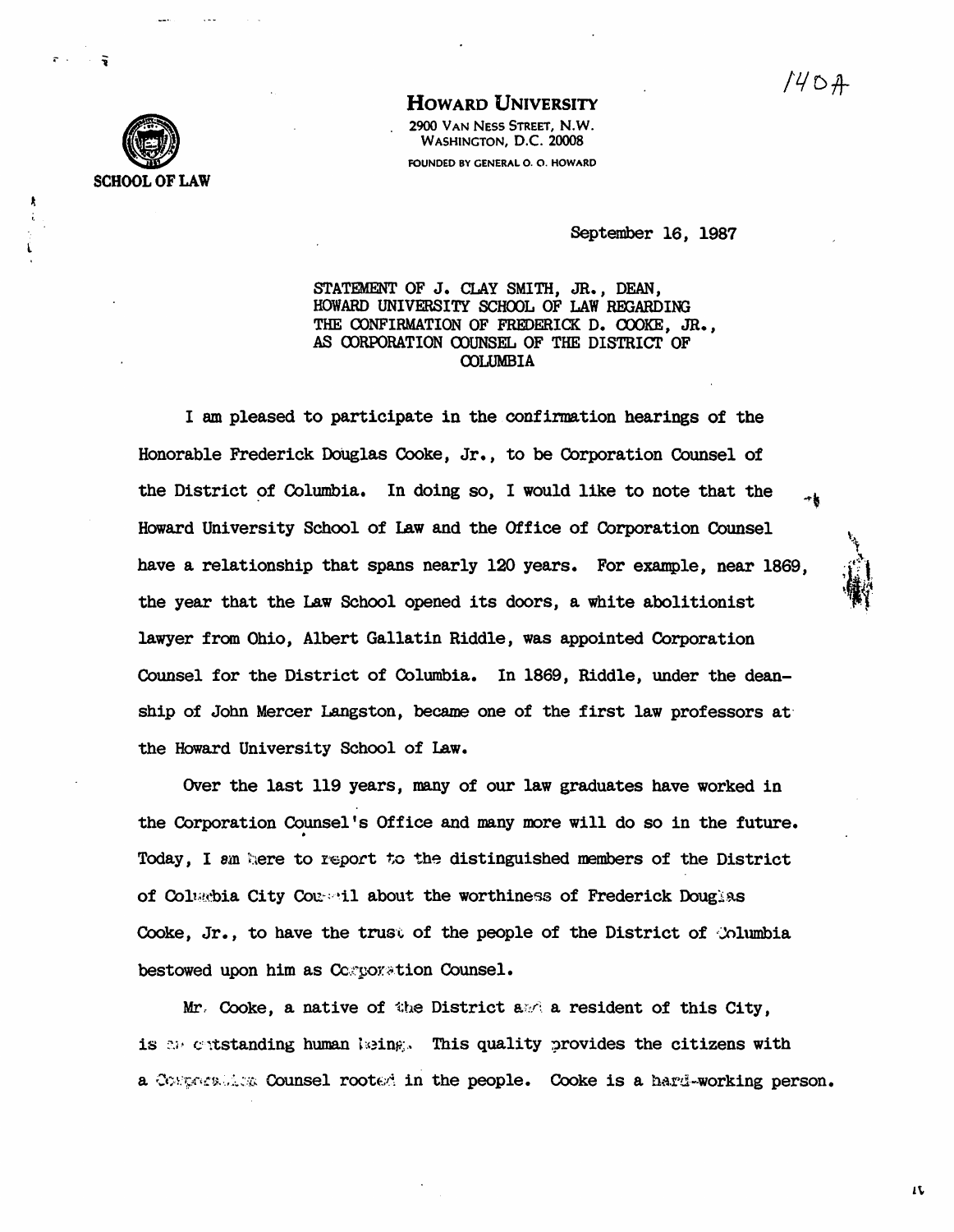# HOWARD UNIVERSITY

2900 VAN NESS STREET, N.W.
WASHINGTON, D.C. 20008
FOUNDED BY GENERAL O. O. HOWARD

SCHOOL OF LAW

140A

September 16, 1987

STATEMENT OF J. CLAY SMITH, JR., DEAN, HOWARD UNIVERSITY SCHOOL OF LAW REGARDING THE CONFIRMATION OF FREDERICK D. COOKE, JR., AS CORPORATION COUNSEL OF THE DISTRICT OF COLUMBIA

I am pleased to participate in the confirmation hearings of the Honorable Frederick Douglas Cooke, Jr., to be Corporation Counsel of the District of Columbia. In doing so, I would like to note that the Howard University School of Law and the Office of Corporation Counsel have a relationship that spans nearly 120 years. For example, near 1869, the year that the Law School opened its doors, a white abolitionist lawyer from Ohio, Albert Gallatin Riddle, was appointed Corporation Counsel for the District of Columbia. In 1869, Riddle, under the deanship of John Mercer Langston, became one of the first law professors at the Howard University School of Law.

Over the last 119 years, many of our law graduates have worked in the Corporation Counsel's Office and many more will do so in the future. Today, I am here to report to the distinguished members of the District of Columbia City Council about the worthiness of Frederick Douglas Cooke, Jr., to have the trust of the people of the District of Columbia bestowed upon him as Corporation Counsel.

Mr. Cooke, a native of the District and a resident of this City, is an outstanding human being. This quality provides the citizens with a Corporation Counsel rooted in the people. Cooke is a hard-working person.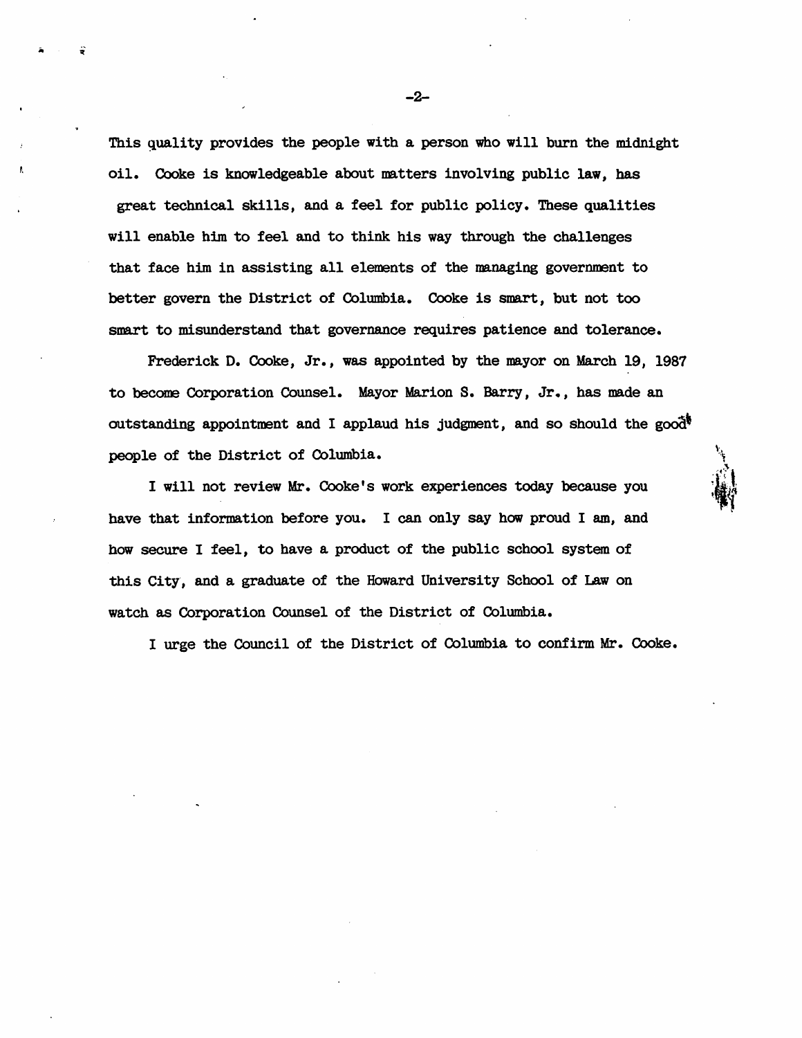This quality provides the people with a person who will burn the midnight oil. Cooke is knowledgeable about matters involving public law, has great technical skills, and a feel for public policy. These qualities will enable him to feel and to think his way through the challenges that face him in assisting all elements of the managing government to better govern the District of Columbia. Cooke is smart, but not too smart to misunderstand that governance requires patience and tolerance.

Frederick D. Cooke, Jr., was appointed by the mayor on March 19, 1987 to become Corporation Counsel. Mayor Marion S. Barry, Jr., has made an outstanding appointment and I applaud his judgment, and so should the good people of the District of Columbia.

I will not review Mr. Cooke's work experiences today because you have that information before you. I can only say how proud I am, and how secure I feel, to have a product of the public school system of this City, and a graduate of the Howard University School of Law on watch as Corporation Counsel of the District of Columbia.

I urge the Council of the District of Columbia to confirm Mr. Cooke.